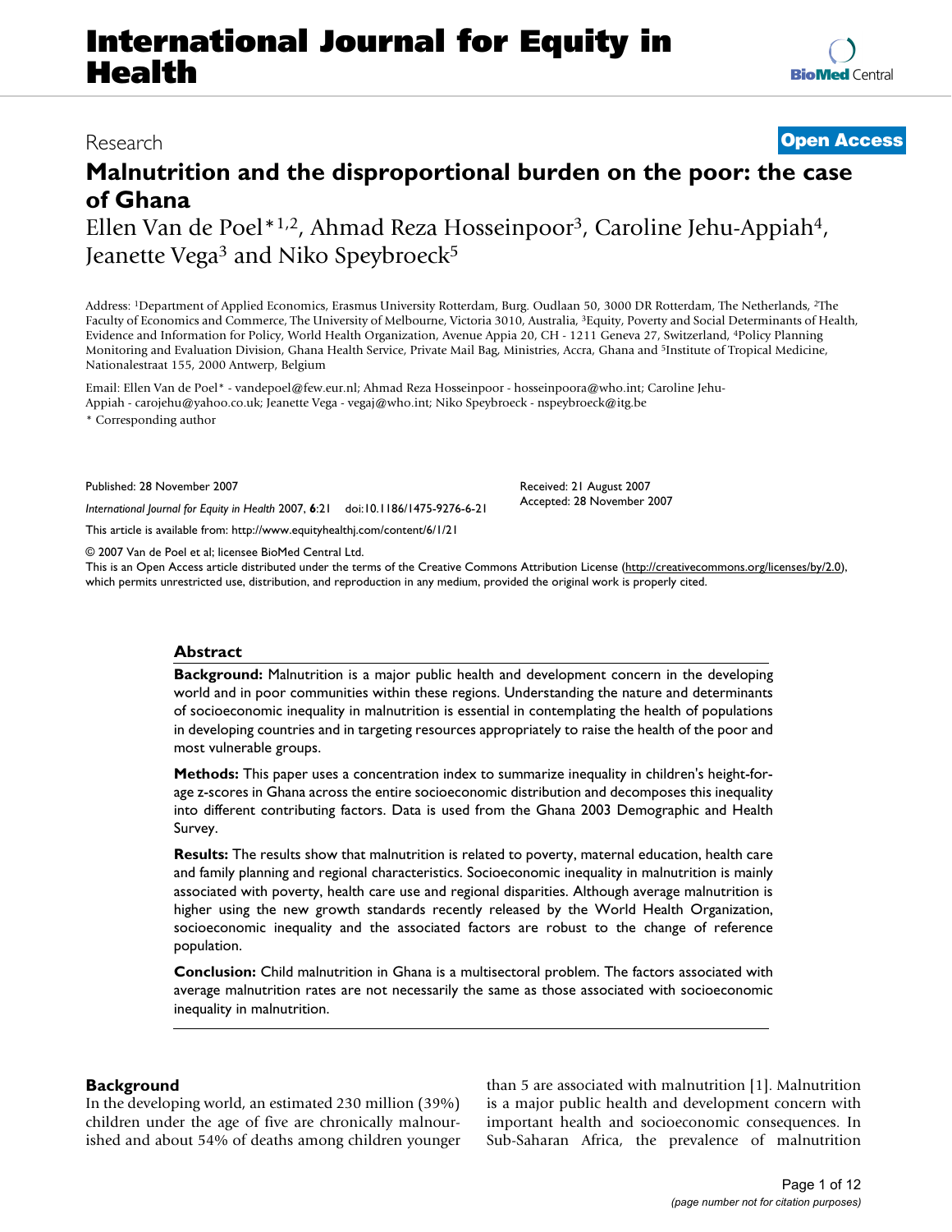# International Journal for Equity in Health

Research

**Open Access**

## Malnutrition and the disproportional burden on the poor: the case of Ghana

Ellen Van de Poel*[1,2], Ahmad Reza Hosseinpoor[3], Caroline Jehu-Appiah[4], Jeanette Vega[3] and Niko Speybroeck[5]

Address: [1]Department of Applied Economics, Erasmus University Rotterdam, Burg. Oudlaan 50, 3000 DR Rotterdam, The Netherlands, [2]The Faculty of Economics and Commerce, The University of Melbourne, Victoria 3010, Australia, [3]Equity, Poverty and Social Determinants of Health, Evidence and Information for Policy, World Health Organization, Avenue Appia 20, CH - 1211 Geneva 27, Switzerland, [4]Policy Planning Monitoring and Evaluation Division, Ghana Health Service, Private Mail Bag, Ministries, Accra, Ghana and [5]Institute of Tropical Medicine, Nationalestraat 155, 2000 Antwerp, Belgium

Email: Ellen Van de Poel* - vandepoel@few.eur.nl; Ahmad Reza Hosseinpoor - hosseinpoora@who.int; Caroline Jehu-Appiah - carojehu@yahoo.co.uk; Jeanette Vega - vegaj@who.int; Niko Speybroeck - nspeybroeck@itg.be

\* Corresponding author

Published: 28 November 2007

*International Journal for Equity in Health* 2007, **6**:21 doi:10.1186/1475-9276-6-21

Received: 21 August 2007
Accepted: 28 November 2007

This article is available from: http://www.equityhealthj.com/content/6/1/21

© 2007 Van de Poel et al; licensee BioMed Central Ltd.
This is an Open Access article distributed under the terms of the Creative Commons Attribution License (http://creativecommons.org/licenses/by/2.0), which permits unrestricted use, distribution, and reproduction in any medium, provided the original work is properly cited.

### Abstract

**Background:** Malnutrition is a major public health and development concern in the developing world and in poor communities within these regions. Understanding the nature and determinants of socioeconomic inequality in malnutrition is essential in contemplating the health of populations in developing countries and in targeting resources appropriately to raise the health of the poor and most vulnerable groups.

**Methods:** This paper uses a concentration index to summarize inequality in children's height-for-age z-scores in Ghana across the entire socioeconomic distribution and decomposes this inequality into different contributing factors. Data is used from the Ghana 2003 Demographic and Health Survey.

**Results:** The results show that malnutrition is related to poverty, maternal education, health care and family planning and regional characteristics. Socioeconomic inequality in malnutrition is mainly associated with poverty, health care use and regional disparities. Although average malnutrition is higher using the new growth standards recently released by the World Health Organization, socioeconomic inequality and the associated factors are robust to the change of reference population.

**Conclusion:** Child malnutrition in Ghana is a multisectoral problem. The factors associated with average malnutrition rates are not necessarily the same as those associated with socioeconomic inequality in malnutrition.

### Background

In the developing world, an estimated 230 million (39%) children under the age of five are chronically malnourished and about 54% of deaths among children younger than 5 are associated with malnutrition [1]. Malnutrition is a major public health and development concern with important health and socioeconomic consequences. In Sub-Saharan Africa, the prevalence of malnutrition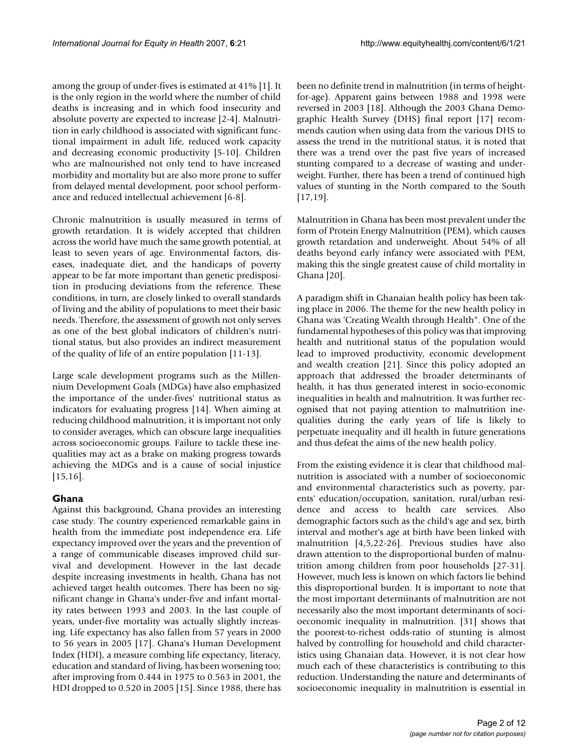among the group of under-fives is estimated at 41% [1]. It is the only region in the world where the number of child deaths is increasing and in which food insecurity and absolute poverty are expected to increase [2-4]. Malnutrition in early childhood is associated with significant functional impairment in adult life, reduced work capacity and decreasing economic productivity [5-10]. Children who are malnourished not only tend to have increased morbidity and mortality but are also more prone to suffer from delayed mental development, poor school performance and reduced intellectual achievement [6-8].

Chronic malnutrition is usually measured in terms of growth retardation. It is widely accepted that children across the world have much the same growth potential, at least to seven years of age. Environmental factors, diseases, inadequate diet, and the handicaps of poverty appear to be far more important than genetic predisposition in producing deviations from the reference. These conditions, in turn, are closely linked to overall standards of living and the ability of populations to meet their basic needs. Therefore, the assessment of growth not only serves as one of the best global indicators of children's nutritional status, but also provides an indirect measurement of the quality of life of an entire population [11-13].

Large scale development programs such as the Millennium Development Goals (MDGs) have also emphasized the importance of the under-fives' nutritional status as indicators for evaluating progress [14]. When aiming at reducing childhood malnutrition, it is important not only to consider averages, which can obscure large inequalities across socioeconomic groups. Failure to tackle these inequalities may act as a brake on making progress towards achieving the MDGs and is a cause of social injustice [15,16].

## Ghana

Against this background, Ghana provides an interesting case study. The country experienced remarkable gains in health from the immediate post independence era. Life expectancy improved over the years and the prevention of a range of communicable diseases improved child survival and development. However in the last decade despite increasing investments in health, Ghana has not achieved target health outcomes. There has been no significant change in Ghana's under-five and infant mortality rates between 1993 and 2003. In the last couple of years, under-five mortality was actually slightly increasing. Life expectancy has also fallen from 57 years in 2000 to 56 years in 2005 [17]. Ghana's Human Development Index (HDI), a measure combing life expectancy, literacy, education and standard of living, has been worsening too; after improving from 0.444 in 1975 to 0.563 in 2001, the HDI dropped to 0.520 in 2005 [15]. Since 1988, there has been no definite trend in malnutrition (in terms of height-for-age). Apparent gains between 1988 and 1998 were reversed in 2003 [18]. Although the 2003 Ghana Demographic Health Survey (DHS) final report [17] recommends caution when using data from the various DHS to assess the trend in the nutritional status, it is noted that there was a trend over the past five years of increased stunting compared to a decrease of wasting and underweight. Further, there has been a trend of continued high values of stunting in the North compared to the South [17,19].

Malnutrition in Ghana has been most prevalent under the form of Protein Energy Malnutrition (PEM), which causes growth retardation and underweight. About 54% of all deaths beyond early infancy were associated with PEM, making this the single greatest cause of child mortality in Ghana [20].

A paradigm shift in Ghanaian health policy has been taking place in 2006. The theme for the new health policy in Ghana was 'Creating Wealth through Health". One of the fundamental hypotheses of this policy was that improving health and nutritional status of the population would lead to improved productivity, economic development and wealth creation [21]. Since this policy adopted an approach that addressed the broader determinants of health, it has thus generated interest in socio-economic inequalities in health and malnutrition. It was further recognised that not paying attention to malnutrition inequalities during the early years of life is likely to perpetuate inequality and ill health in future generations and thus defeat the aims of the new health policy.

From the existing evidence it is clear that childhood malnutrition is associated with a number of socioeconomic and environmental characteristics such as poverty, parents' education/occupation, sanitation, rural/urban residence and access to health care services. Also demographic factors such as the child's age and sex, birth interval and mother's age at birth have been linked with malnutrition [4,5,22-26]. Previous studies have also drawn attention to the disproportional burden of malnutrition among children from poor households [27-31]. However, much less is known on which factors lie behind this disproportional burden. It is important to note that the most important determinants of malnutrition are not necessarily also the most important determinants of socioeconomic inequality in malnutrition. [31] shows that the poorest-to-richest odds-ratio of stunting is almost halved by controlling for household and child characteristics using Ghanaian data. However, it is not clear how much each of these characteristics is contributing to this reduction. Understanding the nature and determinants of socioeconomic inequality in malnutrition is essential in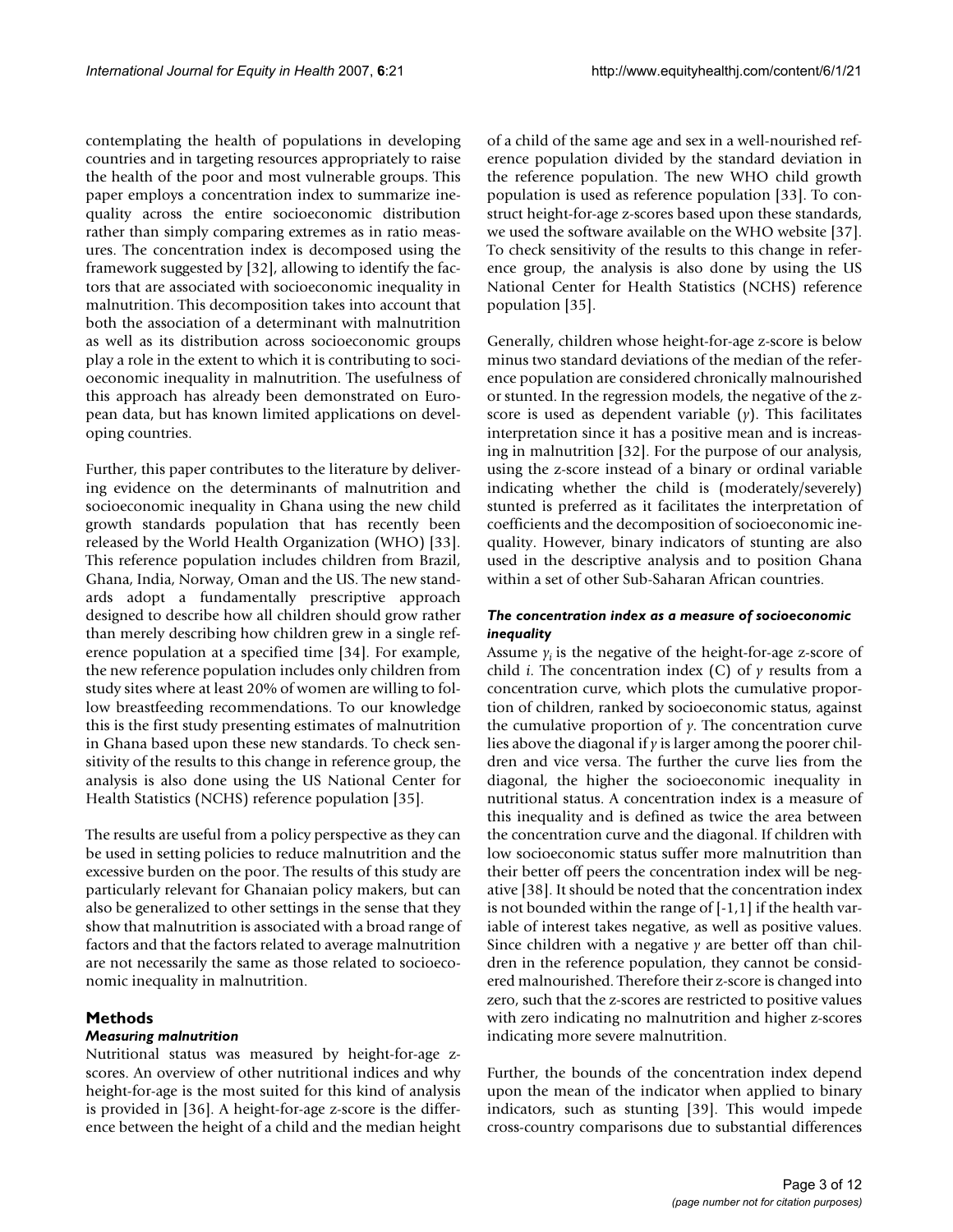contemplating the health of populations in developing countries and in targeting resources appropriately to raise the health of the poor and most vulnerable groups. This paper employs a concentration index to summarize inequality across the entire socioeconomic distribution rather than simply comparing extremes as in ratio measures. The concentration index is decomposed using the framework suggested by [32], allowing to identify the factors that are associated with socioeconomic inequality in malnutrition. This decomposition takes into account that both the association of a determinant with malnutrition as well as its distribution across socioeconomic groups play a role in the extent to which it is contributing to socioeconomic inequality in malnutrition. The usefulness of this approach has already been demonstrated on European data, but has known limited applications on developing countries.

Further, this paper contributes to the literature by delivering evidence on the determinants of malnutrition and socioeconomic inequality in Ghana using the new child growth standards population that has recently been released by the World Health Organization (WHO) [33]. This reference population includes children from Brazil, Ghana, India, Norway, Oman and the US. The new standards adopt a fundamentally prescriptive approach designed to describe how all children should grow rather than merely describing how children grew in a single reference population at a specified time [34]. For example, the new reference population includes only children from study sites where at least 20% of women are willing to follow breastfeeding recommendations. To our knowledge this is the first study presenting estimates of malnutrition in Ghana based upon these new standards. To check sensitivity of the results to this change in reference group, the analysis is also done using the US National Center for Health Statistics (NCHS) reference population [35].

The results are useful from a policy perspective as they can be used in setting policies to reduce malnutrition and the excessive burden on the poor. The results of this study are particularly relevant for Ghanaian policy makers, but can also be generalized to other settings in the sense that they show that malnutrition is associated with a broad range of factors and that the factors related to average malnutrition are not necessarily the same as those related to socioeconomic inequality in malnutrition.

## Methods

### *Measuring malnutrition*

Nutritional status was measured by height-for-age z-scores. An overview of other nutritional indices and why height-for-age is the most suited for this kind of analysis is provided in [36]. A height-for-age z-score is the difference between the height of a child and the median height of a child of the same age and sex in a well-nourished reference population divided by the standard deviation in the reference population. The new WHO child growth population is used as reference population [33]. To construct height-for-age z-scores based upon these standards, we used the software available on the WHO website [37]. To check sensitivity of the results to this change in reference group, the analysis is also done by using the US National Center for Health Statistics (NCHS) reference population [35].

Generally, children whose height-for-age z-score is below minus two standard deviations of the median of the reference population are considered chronically malnourished or stunted. In the regression models, the negative of the z-score is used as dependent variable ($y$). This facilitates interpretation since it has a positive mean and is increasing in malnutrition [32]. For the purpose of our analysis, using the z-score instead of a binary or ordinal variable indicating whether the child is (moderately/severely) stunted is preferred as it facilitates the interpretation of coefficients and the decomposition of socioeconomic inequality. However, binary indicators of stunting are also used in the descriptive analysis and to position Ghana within a set of other Sub-Saharan African countries.

### *The concentration index as a measure of socioeconomic inequality*

Assume $y_i$ is the negative of the height-for-age z-score of child $i$. The concentration index (C) of $y$ results from a concentration curve, which plots the cumulative proportion of children, ranked by socioeconomic status, against the cumulative proportion of $y$. The concentration curve lies above the diagonal if $y$ is larger among the poorer children and vice versa. The further the curve lies from the diagonal, the higher the socioeconomic inequality in nutritional status. A concentration index is a measure of this inequality and is defined as twice the area between the concentration curve and the diagonal. If children with low socioeconomic status suffer more malnutrition than their better off peers the concentration index will be negative [38]. It should be noted that the concentration index is not bounded within the range of [-1,1] if the health variable of interest takes negative, as well as positive values. Since children with a negative $y$ are better off than children in the reference population, they cannot be considered malnourished. Therefore their z-score is changed into zero, such that the z-scores are restricted to positive values with zero indicating no malnutrition and higher z-scores indicating more severe malnutrition.

Further, the bounds of the concentration index depend upon the mean of the indicator when applied to binary indicators, such as stunting [39]. This would impede cross-country comparisons due to substantial differences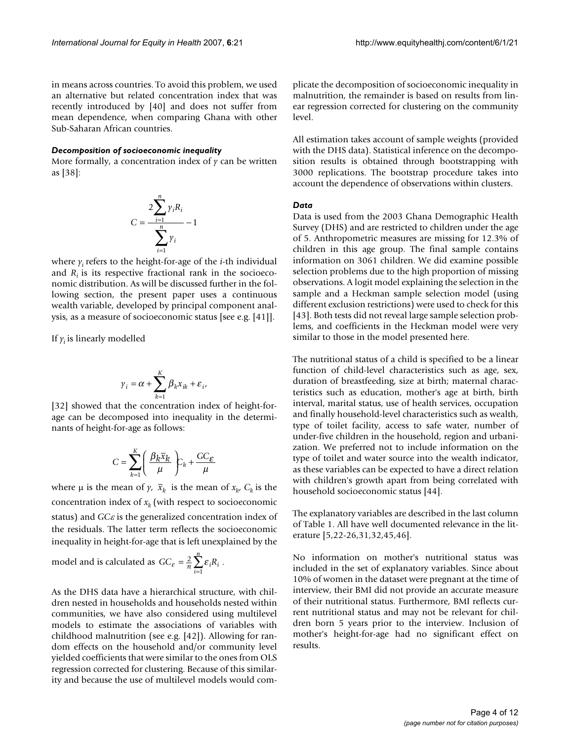in means across countries. To avoid this problem, we used an alternative but related concentration index that was recently introduced by [40] and does not suffer from mean dependence, when comparing Ghana with other Sub-Saharan African countries.

### *Decomposition of socioeconomic inequality*

More formally, a concentration index of $y$ can be written as [38]:

$$C = \frac{2\sum_{i=1}^{n} y_i R_i}{\sum_{i=1}^{n} y_i} - 1$$

where $y_i$ refers to the height-for-age of the $i$-th individual and $R_i$ is its respective fractional rank in the socioeconomic distribution. As will be discussed further in the following section, the present paper uses a continuous wealth variable, developed by principal component analysis, as a measure of socioeconomic status [see e.g. [41]].

If $y_i$ is linearly modelled

$$y_i = \alpha + \sum_{k=1}^{K} \beta_k x_{ik} + \varepsilon_i,$$

[32] showed that the concentration index of height-for-age can be decomposed into inequality in the determinants of height-for-age as follows:

$$C = \sum_{k=1}^{K} \left( \frac{\beta_k \bar{x}_k}{\mu} \right) C_k + \frac{GC_{\varepsilon}}{\mu}$$

where μ is the mean of $y$, $\bar{x}_k$ is the mean of $x_k$, $C_k$ is the concentration index of $x_k$ (with respect to socioeconomic status) and $GC\varepsilon$ is the generalized concentration index of the residuals. The latter term reflects the socioeconomic inequality in height-for-age that is left unexplained by the model and is calculated as $GC_{\varepsilon} = \frac{2}{n} \sum_{i=1}^{n} \varepsilon_i R_i$ .

As the DHS data have a hierarchical structure, with children nested in households and households nested within communities, we have also considered using multilevel models to estimate the associations of variables with childhood malnutrition (see e.g. [42]). Allowing for random effects on the household and/or community level yielded coefficients that were similar to the ones from OLS regression corrected for clustering. Because of this similarity and because the use of multilevel models would complicate the decomposition of socioeconomic inequality in malnutrition, the remainder is based on results from linear regression corrected for clustering on the community level.

All estimation takes account of sample weights (provided with the DHS data). Statistical inference on the decomposition results is obtained through bootstrapping with 3000 replications. The bootstrap procedure takes into account the dependence of observations within clusters.

### *Data*

Data is used from the 2003 Ghana Demographic Health Survey (DHS) and are restricted to children under the age of 5. Anthropometric measures are missing for 12.3% of children in this age group. The final sample contains information on 3061 children. We did examine possible selection problems due to the high proportion of missing observations. A logit model explaining the selection in the sample and a Heckman sample selection model (using different exclusion restrictions) were used to check for this [43]. Both tests did not reveal large sample selection problems, and coefficients in the Heckman model were very similar to those in the model presented here.

The nutritional status of a child is specified to be a linear function of child-level characteristics such as age, sex, duration of breastfeeding, size at birth; maternal characteristics such as education, mother's age at birth, birth interval, marital status, use of health services, occupation and finally household-level characteristics such as wealth, type of toilet facility, access to safe water, number of under-five children in the household, region and urbanization. We preferred not to include information on the type of toilet and water source into the wealth indicator, as these variables can be expected to have a direct relation with children's growth apart from being correlated with household socioeconomic status [44].

The explanatory variables are described in the last column of Table 1. All have well documented relevance in the literature [5,22-26,31,32,45,46].

No information on mother's nutritional status was included in the set of explanatory variables. Since about 10% of women in the dataset were pregnant at the time of interview, their BMI did not provide an accurate measure of their nutritional status. Furthermore, BMI reflects current nutritional status and may not be relevant for children born 5 years prior to the interview. Inclusion of mother's height-for-age had no significant effect on results.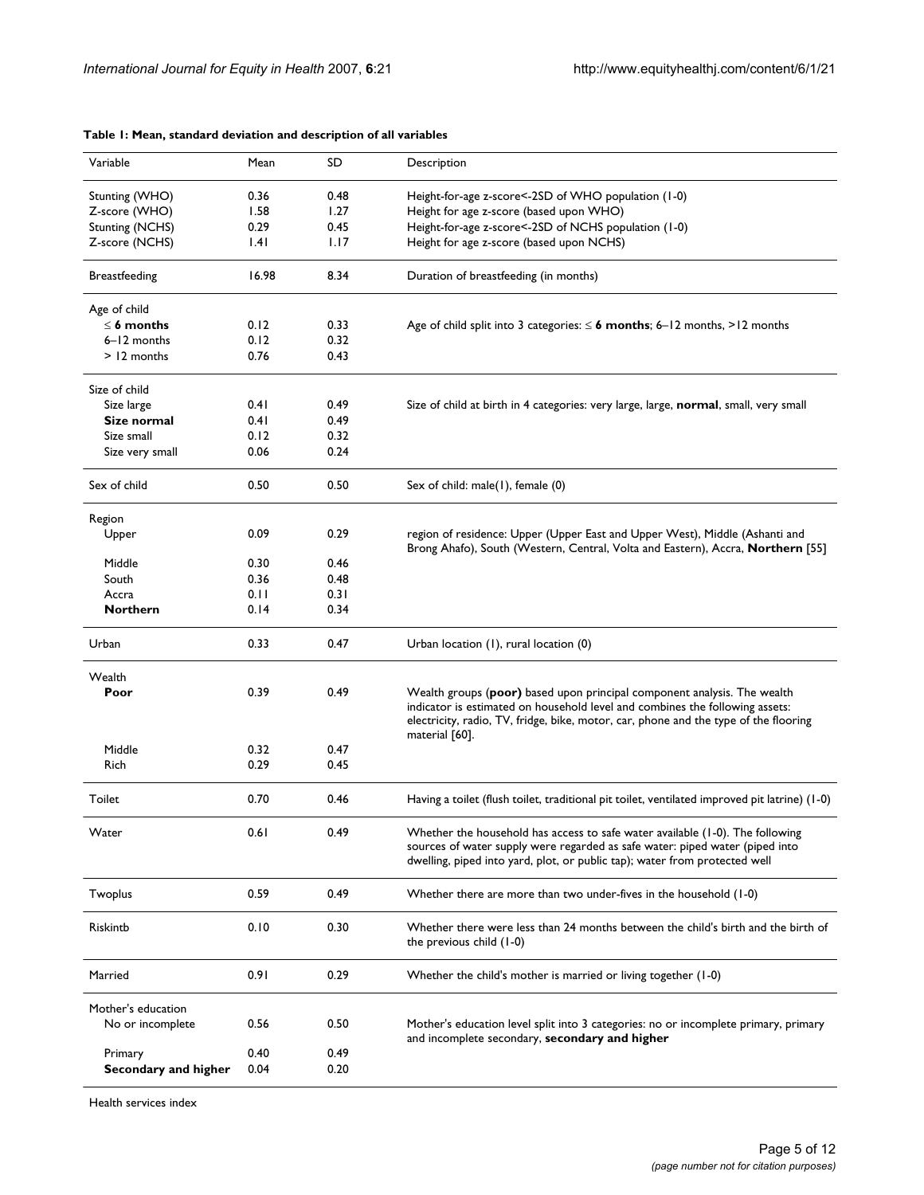**Table 1: Mean, standard deviation and description of all variables**

| Variable | Mean | SD | Description |
| --- | --- | --- | --- |
| Stunting (WHO) | 0.36 | 0.48 | Height-for-age z-score<-2SD of WHO population (1-0) |
| Z-score (WHO) | 1.58 | 1.27 | Height for age z-score (based upon WHO) |
| Stunting (NCHS) | 0.29 | 0.45 | Height-for-age z-score<-2SD of NCHS population (1-0) |
| Z-score (NCHS) | 1.41 | 1.17 | Height for age z-score (based upon NCHS) |
| Breastfeeding | 16.98 | 8.34 | Duration of breastfeeding (in months) |
| Age of child | | | |
| ≤ **6 months** | 0.12 | 0.33 | Age of child split into 3 categories: ≤ **6 months**; 6–12 months, >12 months |
| 6–12 months | 0.12 | 0.32 | |
| > 12 months | 0.76 | 0.43 | |
| Size of child | | | |
| Size large | 0.41 | 0.49 | Size of child at birth in 4 categories: very large, large, **normal**, small, very small |
| **Size normal** | 0.41 | 0.49 | |
| Size small | 0.12 | 0.32 | |
| Size very small | 0.06 | 0.24 | |
| Sex of child | 0.50 | 0.50 | Sex of child: male(1), female (0) |
| Region | | | |
| Upper | 0.09 | 0.29 | region of residence: Upper (Upper East and Upper West), Middle (Ashanti and Brong Ahafo), South (Western, Central, Volta and Eastern), Accra, **Northern** [55] |
| Middle | 0.30 | 0.46 | |
| South | 0.36 | 0.48 | |
| Accra | 0.11 | 0.31 | |
| **Northern** | 0.14 | 0.34 | |
| Urban | 0.33 | 0.47 | Urban location (1), rural location (0) |
| Wealth | | | |
| **Poor** | 0.39 | 0.49 | Wealth groups (**poor)** based upon principal component analysis. The wealth indicator is estimated on household level and combines the following assets: electricity, radio, TV, fridge, bike, motor, car, phone and the type of the flooring material [60]. |
| Middle | 0.32 | 0.47 | |
| Rich | 0.29 | 0.45 | |
| Toilet | 0.70 | 0.46 | Having a toilet (flush toilet, traditional pit toilet, ventilated improved pit latrine) (1-0) |
| Water | 0.61 | 0.49 | Whether the household has access to safe water available (1-0). The following sources of water supply were regarded as safe water: piped water (piped into dwelling, piped into yard, plot, or public tap); water from protected well |
| Twoplus | 0.59 | 0.49 | Whether there are more than two under-fives in the household (1-0) |
| Riskintb | 0.10 | 0.30 | Whether there were less than 24 months between the child's birth and the birth of the previous child (1-0) |
| Married | 0.91 | 0.29 | Whether the child's mother is married or living together (1-0) |
| Mother's education | | | |
| No or incomplete | 0.56 | 0.50 | Mother's education level split into 3 categories: no or incomplete primary, primary and incomplete secondary, **secondary and higher** |
| Primary | 0.40 | 0.49 | |
| **Secondary and higher** | 0.04 | 0.20 | |

Health services index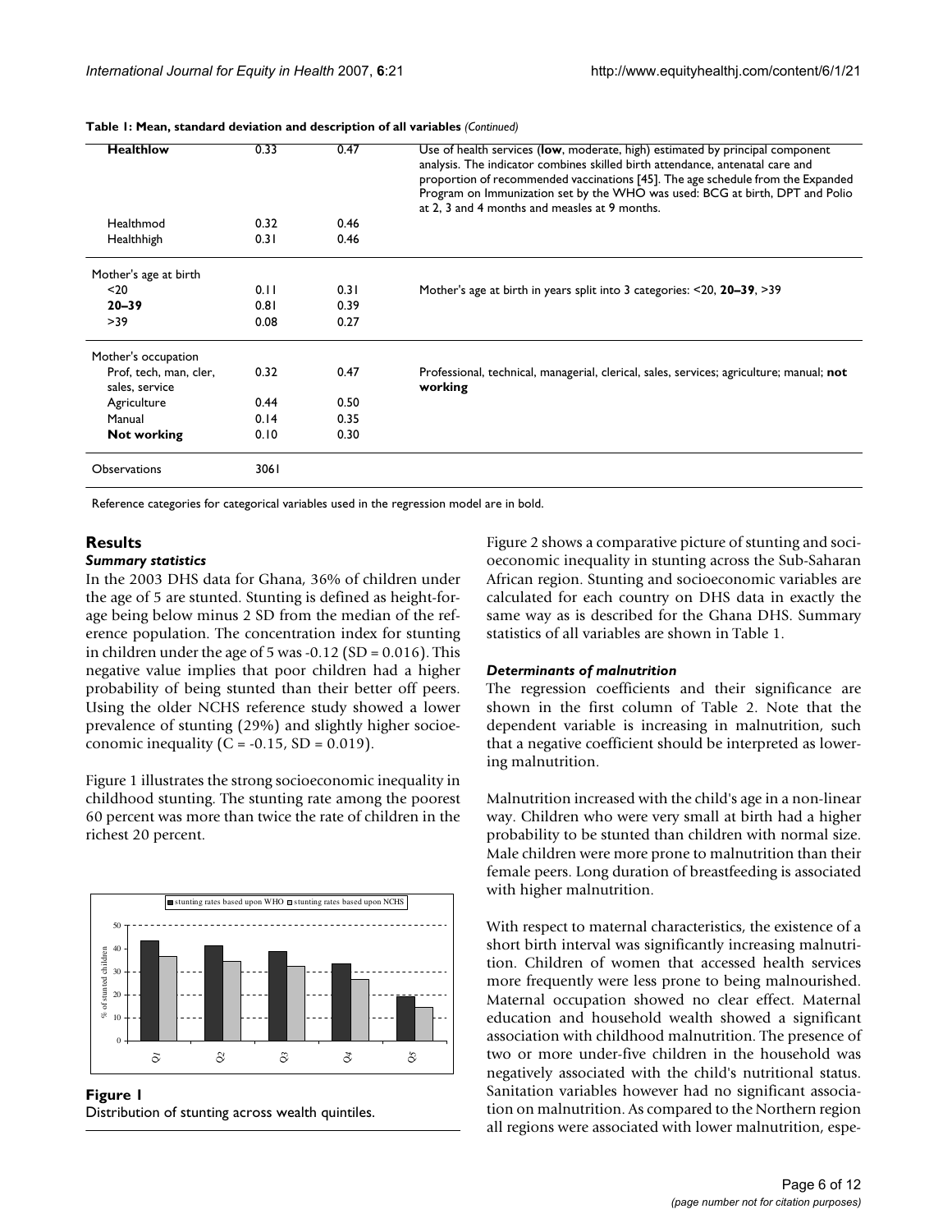**Table 1: Mean, standard deviation and description of all variables** *(Continued)*

| | | | |
|---|---|---|---|
| **Healthlow** | 0.33 | 0.47 | Use of health services (**low**, moderate, high) estimated by principal component analysis. The indicator combines skilled birth attendance, antenatal care and proportion of recommended vaccinations [45]. The age schedule from the Expanded Program on Immunization set by the WHO was used: BCG at birth, DPT and Polio at 2, 3 and 4 months and measles at 9 months. |
| Healthmod | 0.32 | 0.46 | |
| Healthhigh | 0.31 | 0.46 | |
| Mother's age at birth | | | |
| <20 | 0.11 | 0.31 | Mother's age at birth in years split into 3 categories: <20, **20–39**, >39 |
| **20–39** | 0.81 | 0.39 | |
| >39 | 0.08 | 0.27 | |
| Mother's occupation | | | |
| Prof, tech, man, cler, sales, service | 0.32 | 0.47 | Professional, technical, managerial, clerical, sales, services; agriculture; manual; **not working** |
| Agriculture | 0.44 | 0.50 | |
| Manual | 0.14 | 0.35 | |
| **Not working** | 0.10 | 0.30 | |
| Observations | 3061 | | |

Reference categories for categorical variables used in the regression model are in bold.

## Results

### *Summary statistics*

In the 2003 DHS data for Ghana, 36% of children under the age of 5 are stunted. Stunting is defined as height-for-age being below minus 2 SD from the median of the reference population. The concentration index for stunting in children under the age of 5 was -0.12 (SD = 0.016). This negative value implies that poor children had a higher probability of being stunted than their better off peers. Using the older NCHS reference study showed a lower prevalence of stunting (29%) and slightly higher socioeconomic inequality (C = -0.15, SD = 0.019).

Figure 1 illustrates the strong socioeconomic inequality in childhood stunting. The stunting rate among the poorest 60 percent was more than twice the rate of children in the richest 20 percent.

**Figure 1**
Distribution of stunting across wealth quintiles.

Figure 2 shows a comparative picture of stunting and socioeconomic inequality in stunting across the Sub-Saharan African region. Stunting and socioeconomic variables are calculated for each country on DHS data in exactly the same way as is described for the Ghana DHS. Summary statistics of all variables are shown in Table 1.

### *Determinants of malnutrition*

The regression coefficients and their significance are shown in the first column of Table 2. Note that the dependent variable is increasing in malnutrition, such that a negative coefficient should be interpreted as lowering malnutrition.

Malnutrition increased with the child's age in a non-linear way. Children who were very small at birth had a higher probability to be stunted than children with normal size. Male children were more prone to malnutrition than their female peers. Long duration of breastfeeding is associated with higher malnutrition.

With respect to maternal characteristics, the existence of a short birth interval was significantly increasing malnutrition. Children of women that accessed health services more frequently were less prone to being malnourished. Maternal occupation showed no clear effect. Maternal education and household wealth showed a significant association with childhood malnutrition. The presence of two or more under-five children in the household was negatively associated with the child's nutritional status. Sanitation variables however had no significant association on malnutrition. As compared to the Northern region all regions were associated with lower malnutrition, espe-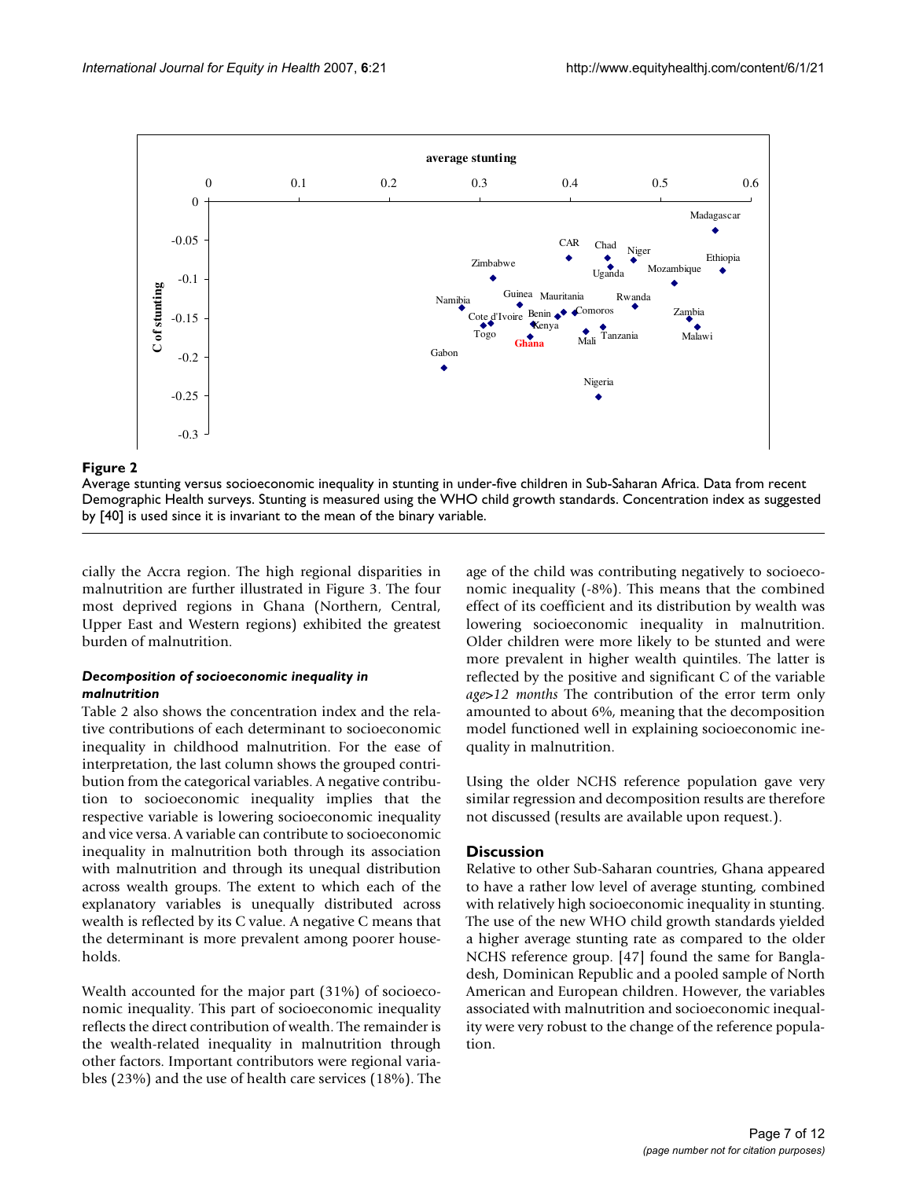**Figure 2**

Average stunting versus socioeconomic inequality in stunting in under-five children in Sub-Saharan Africa. Data from recent Demographic Health surveys. Stunting is measured using the WHO child growth standards. Concentration index as suggested by [40] is used since it is invariant to the mean of the binary variable.

cially the Accra region. The high regional disparities in malnutrition are further illustrated in Figure 3. The four most deprived regions in Ghana (Northern, Central, Upper East and Western regions) exhibited the greatest burden of malnutrition.

### *Decomposition of socioeconomic inequality in malnutrition*

Table 2 also shows the concentration index and the relative contributions of each determinant to socioeconomic inequality in childhood malnutrition. For the ease of interpretation, the last column shows the grouped contribution from the categorical variables. A negative contribution to socioeconomic inequality implies that the respective variable is lowering socioeconomic inequality and vice versa. A variable can contribute to socioeconomic inequality in malnutrition both through its association with malnutrition and through its unequal distribution across wealth groups. The extent to which each of the explanatory variables is unequally distributed across wealth is reflected by its C value. A negative C means that the determinant is more prevalent among poorer households.

Wealth accounted for the major part (31%) of socioeconomic inequality. This part of socioeconomic inequality reflects the direct contribution of wealth. The remainder is the wealth-related inequality in malnutrition through other factors. Important contributors were regional variables (23%) and the use of health care services (18%). The age of the child was contributing negatively to socioeconomic inequality (-8%). This means that the combined effect of its coefficient and its distribution by wealth was lowering socioeconomic inequality in malnutrition. Older children were more likely to be stunted and were more prevalent in higher wealth quintiles. The latter is reflected by the positive and significant C of the variable *age>12 months* The contribution of the error term only amounted to about 6%, meaning that the decomposition model functioned well in explaining socioeconomic inequality in malnutrition.

Using the older NCHS reference population gave very similar regression and decomposition results are therefore not discussed (results are available upon request.).

## Discussion

Relative to other Sub-Saharan countries, Ghana appeared to have a rather low level of average stunting, combined with relatively high socioeconomic inequality in stunting. The use of the new WHO child growth standards yielded a higher average stunting rate as compared to the older NCHS reference group. [47] found the same for Bangladesh, Dominican Republic and a pooled sample of North American and European children. However, the variables associated with malnutrition and socioeconomic inequality were very robust to the change of the reference population.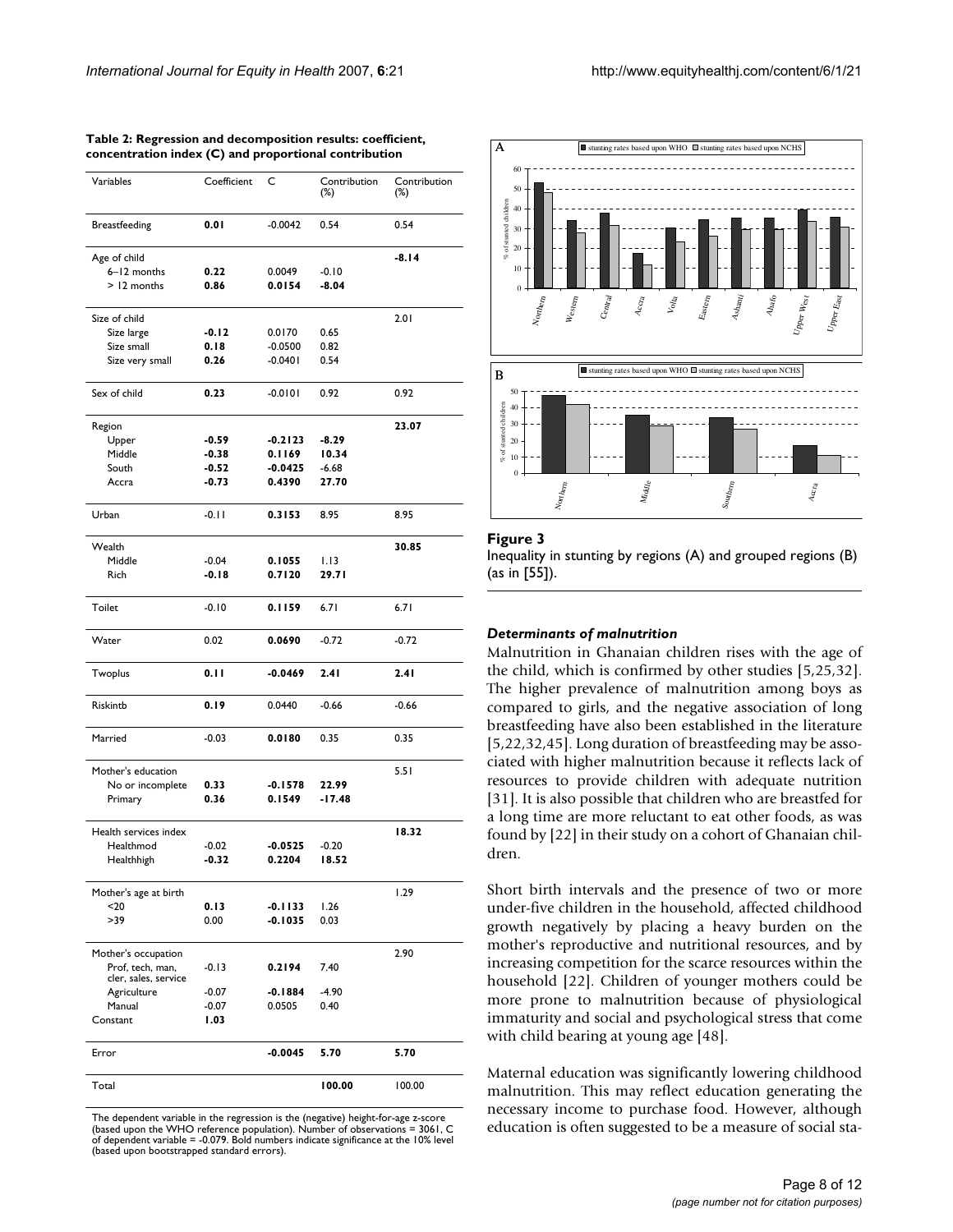**Table 2: Regression and decomposition results: coefficient, concentration index (C) and proportional contribution**

| Variables | Coefficient | C | Contribution (%) | Contribution (%) |
|---|---|---|---|---|
| Breastfeeding | **0.01** | -0.0042 | 0.54 | 0.54 |
| Age of child | | | | **-8.14** |
| 6–12 months | **0.22** | 0.0049 | -0.10 | |
| > 12 months | **0.86** | **0.0154** | **-8.04** | |
| Size of child | | | | 2.01 |
| Size large | **-0.12** | 0.0170 | 0.65 | |
| Size small | **0.18** | -0.0500 | 0.82 | |
| Size very small | **0.26** | -0.0401 | 0.54 | |
| Sex of child | **0.23** | -0.0101 | 0.92 | 0.92 |
| Region | | | | **23.07** |
| Upper | **-0.59** | **-0.2123** | **-8.29** | |
| Middle | **-0.38** | **0.1169** | **10.34** | |
| South | **-0.52** | **-0.0425** | -6.68 | |
| Accra | **-0.73** | **0.4390** | **27.70** | |
| Urban | -0.11 | **0.3153** | 8.95 | 8.95 |
| Wealth | | | | **30.85** |
| Middle | -0.04 | **0.1055** | 1.13 | |
| Rich | **-0.18** | **0.7120** | **29.71** | |
| Toilet | -0.10 | **0.1159** | 6.71 | 6.71 |
| Water | 0.02 | **0.0690** | -0.72 | -0.72 |
| Twoplus | **0.11** | **-0.0469** | **2.41** | **2.41** |
| Riskintb | **0.19** | 0.0440 | -0.66 | -0.66 |
| Married | -0.03 | **0.0180** | 0.35 | 0.35 |
| Mother's education | | | | 5.51 |
| No or incomplete | **0.33** | **-0.1578** | **22.99** | |
| Primary | **0.36** | **0.1549** | **-17.48** | |
| Health services index | | | | **18.32** |
| Healthmod | -0.02 | **-0.0525** | -0.20 | |
| Healthhigh | **-0.32** | **0.2204** | **18.52** | |
| Mother's age at birth | | | | 1.29 |
| <20 | **0.13** | **-0.1133** | 1.26 | |
| >39 | 0.00 | **-0.1035** | 0.03 | |
| Mother's occupation | | | | 2.90 |
| Prof, tech, man, cler, sales, service | -0.13 | **0.2194** | 7.40 | |
| Agriculture | -0.07 | **-0.1884** | -4.90 | |
| Manual | -0.07 | 0.0505 | 0.40 | |
| Constant | **1.03** | | | |
| Error | | **-0.0045** | **5.70** | **5.70** |
| Total | | | **100.00** | 100.00 |

The dependent variable in the regression is the (negative) height-for-age z-score (based upon the WHO reference population). Number of observations = 3061, C of dependent variable = -0.079. Bold numbers indicate significance at the 10% level (based upon bootstrapped standard errors).

**Figure 3**
Inequality in stunting by regions (A) and grouped regions (B) (as in [55]).

### *Determinants of malnutrition*

Malnutrition in Ghanaian children rises with the age of the child, which is confirmed by other studies [5,25,32]. The higher prevalence of malnutrition among boys as compared to girls, and the negative association of long breastfeeding have also been established in the literature [5,22,32,45]. Long duration of breastfeeding may be associated with higher malnutrition because it reflects lack of resources to provide children with adequate nutrition [31]. It is also possible that children who are breastfed for a long time are more reluctant to eat other foods, as was found by [22] in their study on a cohort of Ghanaian children.

Short birth intervals and the presence of two or more under-five children in the household, affected childhood growth negatively by placing a heavy burden on the mother's reproductive and nutritional resources, and by increasing competition for the scarce resources within the household [22]. Children of younger mothers could be more prone to malnutrition because of physiological immaturity and social and psychological stress that come with child bearing at young age [48].

Maternal education was significantly lowering childhood malnutrition. This may reflect education generating the necessary income to purchase food. However, although education is often suggested to be a measure of social sta-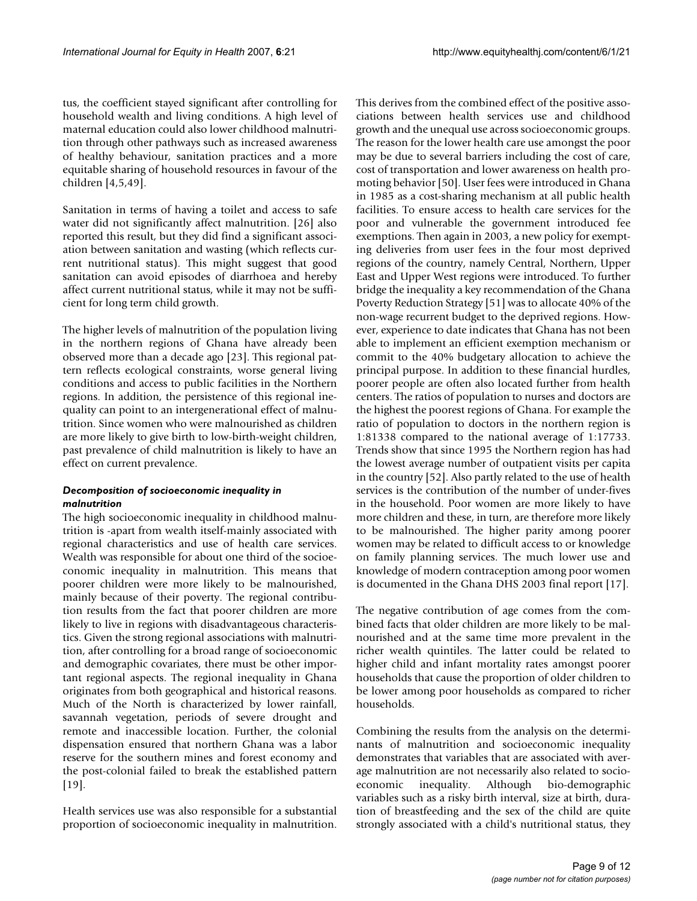tus, the coefficient stayed significant after controlling for household wealth and living conditions. A high level of maternal education could also lower childhood malnutrition through other pathways such as increased awareness of healthy behaviour, sanitation practices and a more equitable sharing of household resources in favour of the children [4,5,49].

Sanitation in terms of having a toilet and access to safe water did not significantly affect malnutrition. [26] also reported this result, but they did find a significant association between sanitation and wasting (which reflects current nutritional status). This might suggest that good sanitation can avoid episodes of diarrhoea and hereby affect current nutritional status, while it may not be sufficient for long term child growth.

The higher levels of malnutrition of the population living in the northern regions of Ghana have already been observed more than a decade ago [23]. This regional pattern reflects ecological constraints, worse general living conditions and access to public facilities in the Northern regions. In addition, the persistence of this regional inequality can point to an intergenerational effect of malnutrition. Since women who were malnourished as children are more likely to give birth to low-birth-weight children, past prevalence of child malnutrition is likely to have an effect on current prevalence.

### *Decomposition of socioeconomic inequality in malnutrition*

The high socioeconomic inequality in childhood malnutrition is -apart from wealth itself-mainly associated with regional characteristics and use of health care services. Wealth was responsible for about one third of the socioeconomic inequality in malnutrition. This means that poorer children were more likely to be malnourished, mainly because of their poverty. The regional contribution results from the fact that poorer children are more likely to live in regions with disadvantageous characteristics. Given the strong regional associations with malnutrition, after controlling for a broad range of socioeconomic and demographic covariates, there must be other important regional aspects. The regional inequality in Ghana originates from both geographical and historical reasons. Much of the North is characterized by lower rainfall, savannah vegetation, periods of severe drought and remote and inaccessible location. Further, the colonial dispensation ensured that northern Ghana was a labor reserve for the southern mines and forest economy and the post-colonial failed to break the established pattern [19].

Health services use was also responsible for a substantial proportion of socioeconomic inequality in malnutrition. This derives from the combined effect of the positive associations between health services use and childhood growth and the unequal use across socioeconomic groups. The reason for the lower health care use amongst the poor may be due to several barriers including the cost of care, cost of transportation and lower awareness on health promoting behavior [50]. User fees were introduced in Ghana in 1985 as a cost-sharing mechanism at all public health facilities. To ensure access to health care services for the poor and vulnerable the government introduced fee exemptions. Then again in 2003, a new policy for exempting deliveries from user fees in the four most deprived regions of the country, namely Central, Northern, Upper East and Upper West regions were introduced. To further bridge the inequality a key recommendation of the Ghana Poverty Reduction Strategy [51] was to allocate 40% of the non-wage recurrent budget to the deprived regions. However, experience to date indicates that Ghana has not been able to implement an efficient exemption mechanism or commit to the 40% budgetary allocation to achieve the principal purpose. In addition to these financial hurdles, poorer people are often also located further from health centers. The ratios of population to nurses and doctors are the highest the poorest regions of Ghana. For example the ratio of population to doctors in the northern region is 1:81338 compared to the national average of 1:17733. Trends show that since 1995 the Northern region has had the lowest average number of outpatient visits per capita in the country [52]. Also partly related to the use of health services is the contribution of the number of under-fives in the household. Poor women are more likely to have more children and these, in turn, are therefore more likely to be malnourished. The higher parity among poorer women may be related to difficult access to or knowledge on family planning services. The much lower use and knowledge of modern contraception among poor women is documented in the Ghana DHS 2003 final report [17].

The negative contribution of age comes from the combined facts that older children are more likely to be malnourished and at the same time more prevalent in the richer wealth quintiles. The latter could be related to higher child and infant mortality rates amongst poorer households that cause the proportion of older children to be lower among poor households as compared to richer households.

Combining the results from the analysis on the determinants of malnutrition and socioeconomic inequality demonstrates that variables that are associated with average malnutrition are not necessarily also related to socioeconomic inequality. Although bio-demographic variables such as a risky birth interval, size at birth, duration of breastfeeding and the sex of the child are quite strongly associated with a child's nutritional status, they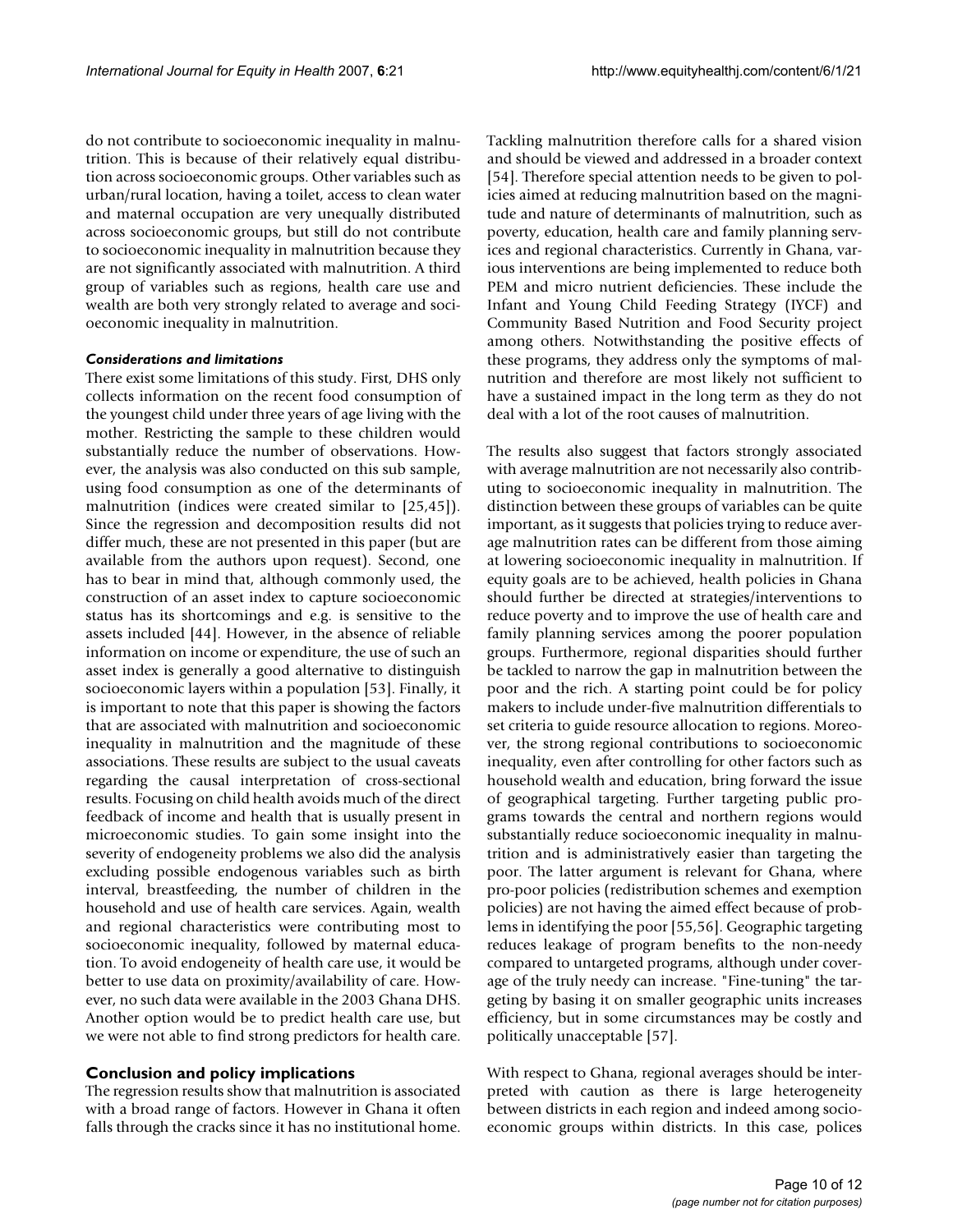do not contribute to socioeconomic inequality in malnutrition. This is because of their relatively equal distribution across socioeconomic groups. Other variables such as urban/rural location, having a toilet, access to clean water and maternal occupation are very unequally distributed across socioeconomic groups, but still do not contribute to socioeconomic inequality in malnutrition because they are not significantly associated with malnutrition. A third group of variables such as regions, health care use and wealth are both very strongly related to average and socioeconomic inequality in malnutrition.

#### *Considerations and limitations*

There exist some limitations of this study. First, DHS only collects information on the recent food consumption of the youngest child under three years of age living with the mother. Restricting the sample to these children would substantially reduce the number of observations. However, the analysis was also conducted on this sub sample, using food consumption as one of the determinants of malnutrition (indices were created similar to [25,45]). Since the regression and decomposition results did not differ much, these are not presented in this paper (but are available from the authors upon request). Second, one has to bear in mind that, although commonly used, the construction of an asset index to capture socioeconomic status has its shortcomings and e.g. is sensitive to the assets included [44]. However, in the absence of reliable information on income or expenditure, the use of such an asset index is generally a good alternative to distinguish socioeconomic layers within a population [53]. Finally, it is important to note that this paper is showing the factors that are associated with malnutrition and socioeconomic inequality in malnutrition and the magnitude of these associations. These results are subject to the usual caveats regarding the causal interpretation of cross-sectional results. Focusing on child health avoids much of the direct feedback of income and health that is usually present in microeconomic studies. To gain some insight into the severity of endogeneity problems we also did the analysis excluding possible endogenous variables such as birth interval, breastfeeding, the number of children in the household and use of health care services. Again, wealth and regional characteristics were contributing most to socioeconomic inequality, followed by maternal education. To avoid endogeneity of health care use, it would be better to use data on proximity/availability of care. However, no such data were available in the 2003 Ghana DHS. Another option would be to predict health care use, but we were not able to find strong predictors for health care.

## Conclusion and policy implications

The regression results show that malnutrition is associated with a broad range of factors. However in Ghana it often falls through the cracks since it has no institutional home. Tackling malnutrition therefore calls for a shared vision and should be viewed and addressed in a broader context [54]. Therefore special attention needs to be given to policies aimed at reducing malnutrition based on the magnitude and nature of determinants of malnutrition, such as poverty, education, health care and family planning services and regional characteristics. Currently in Ghana, various interventions are being implemented to reduce both PEM and micro nutrient deficiencies. These include the Infant and Young Child Feeding Strategy (IYCF) and Community Based Nutrition and Food Security project among others. Notwithstanding the positive effects of these programs, they address only the symptoms of malnutrition and therefore are most likely not sufficient to have a sustained impact in the long term as they do not deal with a lot of the root causes of malnutrition.

The results also suggest that factors strongly associated with average malnutrition are not necessarily also contributing to socioeconomic inequality in malnutrition. The distinction between these groups of variables can be quite important, as it suggests that policies trying to reduce average malnutrition rates can be different from those aiming at lowering socioeconomic inequality in malnutrition. If equity goals are to be achieved, health policies in Ghana should further be directed at strategies/interventions to reduce poverty and to improve the use of health care and family planning services among the poorer population groups. Furthermore, regional disparities should further be tackled to narrow the gap in malnutrition between the poor and the rich. A starting point could be for policy makers to include under-five malnutrition differentials to set criteria to guide resource allocation to regions. Moreover, the strong regional contributions to socioeconomic inequality, even after controlling for other factors such as household wealth and education, bring forward the issue of geographical targeting. Further targeting public programs towards the central and northern regions would substantially reduce socioeconomic inequality in malnutrition and is administratively easier than targeting the poor. The latter argument is relevant for Ghana, where pro-poor policies (redistribution schemes and exemption policies) are not having the aimed effect because of problems in identifying the poor [55,56]. Geographic targeting reduces leakage of program benefits to the non-needy compared to untargeted programs, although under coverage of the truly needy can increase. "Fine-tuning" the targeting by basing it on smaller geographic units increases efficiency, but in some circumstances may be costly and politically unacceptable [57].

With respect to Ghana, regional averages should be interpreted with caution as there is large heterogeneity between districts in each region and indeed among socioeconomic groups within districts. In this case, polices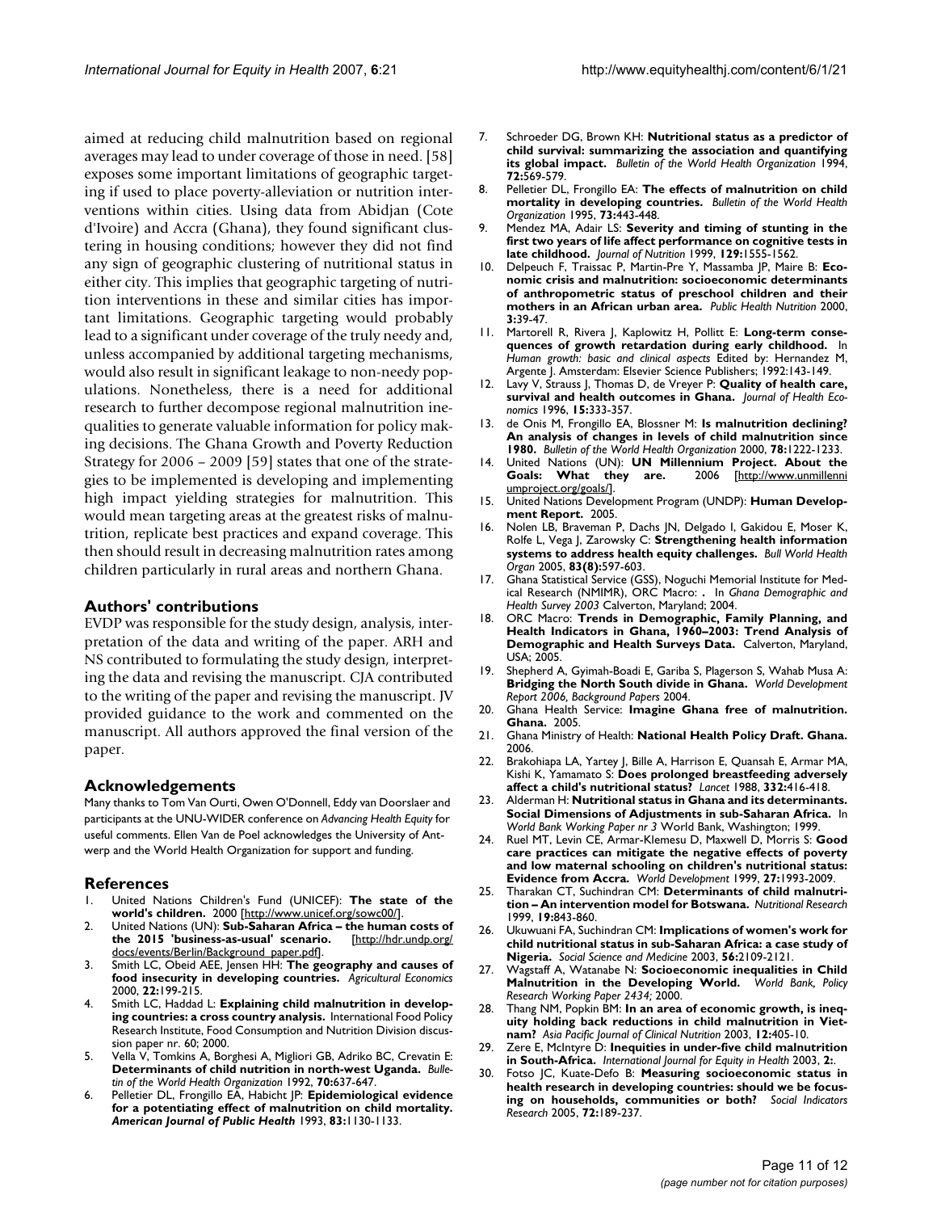aimed at reducing child malnutrition based on regional averages may lead to under coverage of those in need. [58] exposes some important limitations of geographic targeting if used to place poverty-alleviation or nutrition interventions within cities. Using data from Abidjan (Cote d'Ivoire) and Accra (Ghana), they found significant clustering in housing conditions; however they did not find any sign of geographic clustering of nutritional status in either city. This implies that geographic targeting of nutrition interventions in these and similar cities has important limitations. Geographic targeting would probably lead to a significant under coverage of the truly needy and, unless accompanied by additional targeting mechanisms, would also result in significant leakage to non-needy populations. Nonetheless, there is a need for additional research to further decompose regional malnutrition inequalities to generate valuable information for policy making decisions. The Ghana Growth and Poverty Reduction Strategy for 2006 – 2009 [59] states that one of the strategies to be implemented is developing and implementing high impact yielding strategies for malnutrition. This would mean targeting areas at the greatest risks of malnutrition, replicate best practices and expand coverage. This then should result in decreasing malnutrition rates among children particularly in rural areas and northern Ghana.

## Authors' contributions

EVDP was responsible for the study design, analysis, interpretation of the data and writing of the paper. ARH and NS contributed to formulating the study design, interpreting the data and revising the manuscript. CJA contributed to the writing of the paper and revising the manuscript. JV provided guidance to the work and commented on the manuscript. All authors approved the final version of the paper.

## Acknowledgements

Many thanks to Tom Van Ourti, Owen O'Donnell, Eddy van Doorslaer and participants at the UNU-WIDER conference on *Advancing Health Equity* for useful comments. Ellen Van de Poel acknowledges the University of Antwerp and the World Health Organization for support and funding.

## References

1. United Nations Children's Fund (UNICEF): **The state of the world's children.** 2000 [http://www.unicef.org/sowc00/].
2. United Nations (UN): **Sub-Saharan Africa – the human costs of the 2015 'business-as-usual' scenario.** [http://hdr.undp.org/docs/events/Berlin/Background_paper.pdf].
3. Smith LC, Obeid AEE, Jensen HH: **The geography and causes of food insecurity in developing countries.** *Agricultural Economics* 2000, **22:**199-215.
4. Smith LC, Haddad L: **Explaining child malnutrition in developing countries: a cross country analysis.** International Food Policy Research Institute, Food Consumption and Nutrition Division discussion paper nr. 60; 2000.
5. Vella V, Tomkins A, Borghesi A, Migliori GB, Adriko BC, Crevatin E: **Determinants of child nutrition in north-west Uganda.** *Bulletin of the World Health Organization* 1992, **70:**637-647.
6. Pelletier DL, Frongillo EA, Habicht JP: **Epidemiological evidence for a potentiating effect of malnutrition on child mortality.** *American Journal of Public Health* 1993, **83:**1130-1133.
7. Schroeder DG, Brown KH: **Nutritional status as a predictor of child survival: summarizing the association and quantifying its global impact.** *Bulletin of the World Health Organization* 1994, **72:**569-579.
8. Pelletier DL, Frongillo EA: **The effects of malnutrition on child mortality in developing countries.** *Bulletin of the World Health Organization* 1995, **73:**443-448.
9. Mendez MA, Adair LS: **Severity and timing of stunting in the first two years of life affect performance on cognitive tests in late childhood.** *Journal of Nutrition* 1999, **129:**1555-1562.
10. Delpeuch F, Traissac P, Martin-Pre Y, Massamba JP, Maire B: **Economic crisis and malnutrition: socioeconomic determinants of anthropometric status of preschool children and their mothers in an African urban area.** *Public Health Nutrition* 2000, **3:**39-47.
11. Martorell R, Rivera J, Kaplowitz H, Pollitt E: **Long-term consequences of growth retardation during early childhood.** In *Human growth: basic and clinical aspects* Edited by: Hernandez M, Argente J. Amsterdam: Elsevier Science Publishers; 1992:143-149.
12. Lavy V, Strauss J, Thomas D, de Vreyer P: **Quality of health care, survival and health outcomes in Ghana.** *Journal of Health Economics* 1996, **15:**333-357.
13. de Onis M, Frongillo EA, Blossner M: **Is malnutrition declining? An analysis of changes in levels of child malnutrition since 1980.** *Bulletin of the World Health Organization* 2000, **78:**1222-1233.
14. United Nations (UN): **UN Millennium Project. About the Goals: What they are.** 2006 [http://www.unmillenniumproject.org/goals/].
15. United Nations Development Program (UNDP): **Human Development Report.** 2005.
16. Nolen LB, Braveman P, Dachs JN, Delgado I, Gakidou E, Moser K, Rolfe L, Vega J, Zarowsky C: **Strengthening health information systems to address health equity challenges.** *Bull World Health Organ* 2005, **83(8):**597-603.
17. Ghana Statistical Service (GSS), Noguchi Memorial Institute for Medical Research (NMIMR), ORC Macro: **.** In *Ghana Demographic and Health Survey 2003* Calverton, Maryland; 2004.
18. ORC Macro: **Trends in Demographic, Family Planning, and Health Indicators in Ghana, 1960–2003: Trend Analysis of Demographic and Health Surveys Data.** Calverton, Maryland, USA; 2005.
19. Shepherd A, Gyimah-Boadi E, Gariba S, Plagerson S, Wahab Musa A: **Bridging the North South divide in Ghana.** *World Development Report 2006, Background Papers* 2004.
20. Ghana Health Service: **Imagine Ghana free of malnutrition. Ghana.** 2005.
21. Ghana Ministry of Health: **National Health Policy Draft. Ghana.** 2006.
22. Brakohiapa LA, Yartey J, Bille A, Harrison E, Quansah E, Armar MA, Kishi K, Yamamato S: **Does prolonged breastfeeding adversely affect a child's nutritional status?** *Lancet* 1988, **332:**416-418.
23. Alderman H: **Nutritional status in Ghana and its determinants. Social Dimensions of Adjustments in sub-Saharan Africa.** In *World Bank Working Paper nr 3* World Bank, Washington; 1999.
24. Ruel MT, Levin CE, Armar-Klemesu M, Maxwell D, Morris S: **Good care practices can mitigate the negative effects of poverty and low maternal schooling on children's nutritional status: Evidence from Accra.** *World Development* 1999, **27:**1993-2009.
25. Tharakan CT, Suchindran CM: **Determinants of child malnutrition – An intervention model for Botswana.** *Nutritional Research* 1999, **19:**843-860.
26. Ukuwuani FA, Suchindran CM: **Implications of women's work for child nutritional status in sub-Saharan Africa: a case study of Nigeria.** *Social Science and Medicine* 2003, **56:**2109-2121.
27. Wagstaff A, Watanabe N: **Socioeconomic inequalities in Child Malnutrition in the Developing World.** *World Bank, Policy Research Working Paper 2434;* 2000.
28. Thang NM, Popkin BM: **In an area of economic growth, is inequity holding back reductions in child malnutrition in Vietnam?** *Asia Pacific Journal of Clinical Nutrition* 2003, **12:**405-10.
29. Zere E, McIntyre D: **Inequities in under-five child malnutrition in South-Africa.** *International Journal for Equity in Health* 2003, **2:**.
30. Fotso JC, Kuate-Defo B: **Measuring socioeconomic status in health research in developing countries: should we be focusing on households, communities or both?** *Social Indicators Research* 2005, **72:**189-237.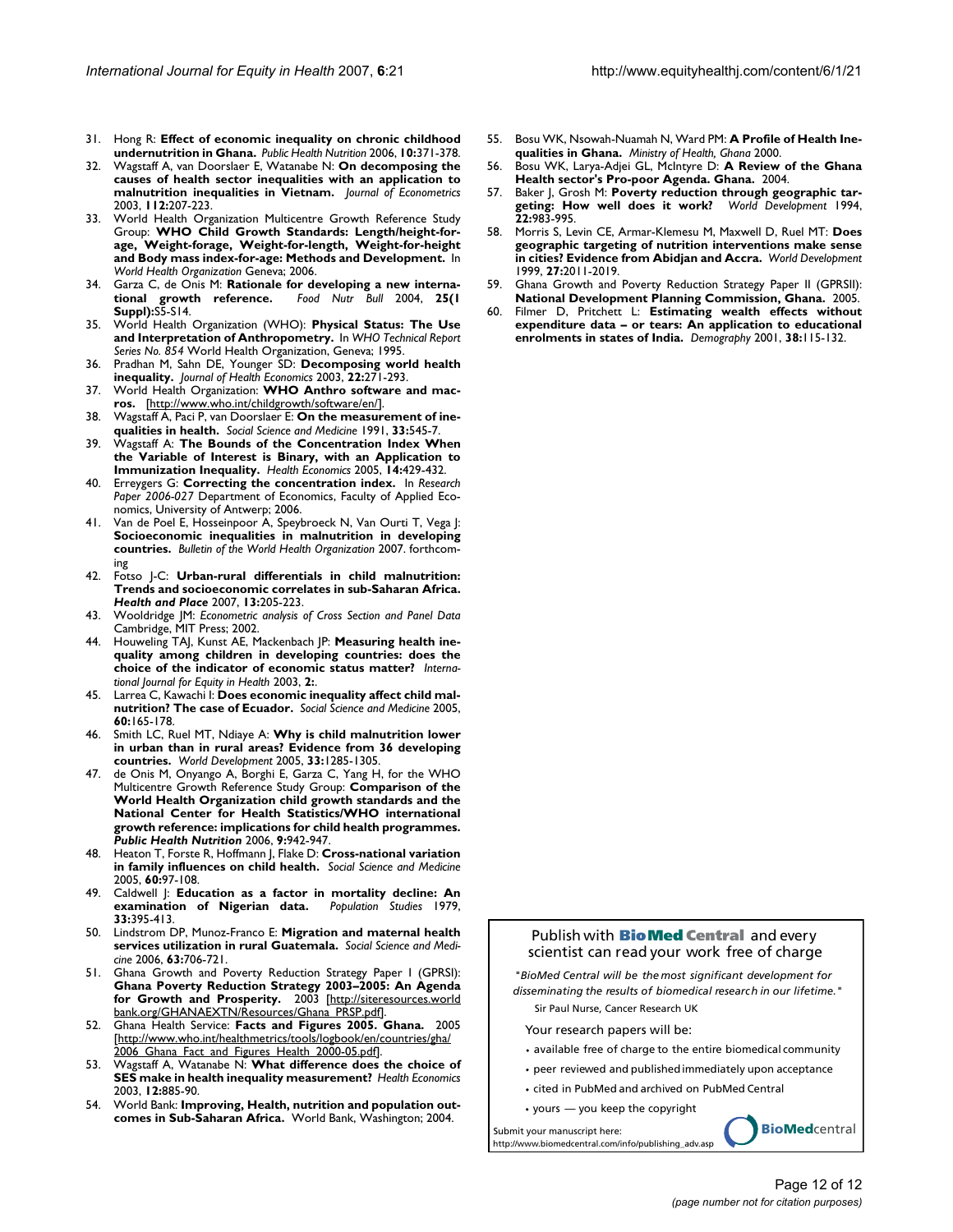31. Hong R: **Effect of economic inequality on chronic childhood undernutrition in Ghana.** *Public Health Nutrition* 2006, **10:**371-378.
32. Wagstaff A, van Doorslaer E, Watanabe N: **On decomposing the causes of health sector inequalities with an application to malnutrition inequalities in Vietnam.** *Journal of Econometrics* 2003, **112:**207-223.
33. World Health Organization Multicentre Growth Reference Study Group: **WHO Child Growth Standards: Length/height-for-age, Weight-forage, Weight-for-length, Weight-for-height and Body mass index-for-age: Methods and Development.** In *World Health Organization* Geneva; 2006.
34. Garza C, de Onis M: **Rationale for developing a new international growth reference.** *Food Nutr Bull* 2004, **25(1 Suppl):**S5-S14.
35. World Health Organization (WHO): **Physical Status: The Use and Interpretation of Anthropometry.** In *WHO Technical Report Series No. 854* World Health Organization, Geneva; 1995.
36. Pradhan M, Sahn DE, Younger SD: **Decomposing world health inequality.** *Journal of Health Economics* 2003, **22:**271-293.
37. World Health Organization: **WHO Anthro software and macros.** [http://www.who.int/childgrowth/software/en/].
38. Wagstaff A, Paci P, van Doorslaer E: **On the measurement of inequalities in health.** *Social Science and Medicine* 1991, **33:**545-7.
39. Wagstaff A: **The Bounds of the Concentration Index When the Variable of Interest is Binary, with an Application to Immunization Inequality.** *Health Economics* 2005, **14:**429-432.
40. Erreygers G: **Correcting the concentration index.** In *Research Paper 2006-027* Department of Economics, Faculty of Applied Economics, University of Antwerp; 2006.
41. Van de Poel E, Hosseinpoor A, Speybroeck N, Van Ourti T, Vega J: **Socioeconomic inequalities in malnutrition in developing countries.** *Bulletin of the World Health Organization* 2007. forthcoming
42. Fotso J-C: **Urban-rural differentials in child malnutrition: Trends and socioeconomic correlates in sub-Saharan Africa.** ***Health and Place*** 2007, **13:**205-223.
43. Wooldridge JM: *Econometric analysis of Cross Section and Panel Data* Cambridge, MIT Press; 2002.
44. Houweling TAJ, Kunst AE, Mackenbach JP: **Measuring health inequality among children in developing countries: does the choice of the indicator of economic status matter?** *International Journal for Equity in Health* 2003, **2:**.
45. Larrea C, Kawachi I: **Does economic inequality affect child malnutrition? The case of Ecuador.** *Social Science and Medicine* 2005, **60:**165-178.
46. Smith LC, Ruel MT, Ndiaye A: **Why is child malnutrition lower in urban than in rural areas? Evidence from 36 developing countries.** *World Development* 2005, **33:**1285-1305.
47. de Onis M, Onyango A, Borghi E, Garza C, Yang H, for the WHO Multicentre Growth Reference Study Group: **Comparison of the World Health Organization child growth standards and the National Center for Health Statistics/WHO international growth reference: implications for child health programmes.** ***Public Health Nutrition*** 2006, **9:**942-947.
48. Heaton T, Forste R, Hoffmann J, Flake D: **Cross-national variation in family influences on child health.** *Social Science and Medicine* 2005, **60:**97-108.
49. Caldwell J: **Education as a factor in mortality decline: An examination of Nigerian data.** *Population Studies* 1979, **33:**395-413.
50. Lindstrom DP, Munoz-Franco E: **Migration and maternal health services utilization in rural Guatemala.** *Social Science and Medicine* 2006, **63:**706-721.
51. Ghana Growth and Poverty Reduction Strategy Paper I (GPRSI): **Ghana Poverty Reduction Strategy 2003–2005: An Agenda for Growth and Prosperity.** 2003 [http://siteresources.worldbank.org/GHANAEXTN/Resources/Ghana_PRSP.pdf].
52. Ghana Health Service: **Facts and Figures 2005. Ghana.** 2005 [http://www.who.int/healthmetrics/tools/logbook/en/countries/gha/2006_Ghana_Fact_and_Figures_Health_2000-05.pdf].
53. Wagstaff A, Watanabe N: **What difference does the choice of SES make in health inequality measurement?** *Health Economics* 2003, **12:**885-90.
54. World Bank: **Improving, Health, nutrition and population outcomes in Sub-Saharan Africa.** World Bank, Washington; 2004.
55. Bosu WK, Nsowah-Nuamah N, Ward PM: **A Profile of Health Inequalities in Ghana.** *Ministry of Health, Ghana* 2000.
56. Bosu WK, Larya-Adjei GL, McIntyre D: **A Review of the Ghana Health sector's Pro-poor Agenda. Ghana.** 2004.
57. Baker J, Grosh M: **Poverty reduction through geographic targeting: How well does it work?** *World Development* 1994, **22:**983-995.
58. Morris S, Levin CE, Armar-Klemesu M, Maxwell D, Ruel MT: **Does geographic targeting of nutrition interventions make sense in cities? Evidence from Abidjan and Accra.** *World Development* 1999, **27:**2011-2019.
59. Ghana Growth and Poverty Reduction Strategy Paper II (GPRSII): **National Development Planning Commission, Ghana.** 2005.
60. Filmer D, Pritchett L: **Estimating wealth effects without expenditure data – or tears: An application to educational enrolments in states of India.** *Demography* 2001, **38:**115-132.

Publish with **BioMed Central** and every scientist can read your work free of charge

*"BioMed Central will be the most significant development for disseminating the results of biomedical research in our lifetime."*

Sir Paul Nurse, Cancer Research UK

Your research papers will be:

- available free of charge to the entire biomedical community
- peer reviewed and published immediately upon acceptance
- cited in PubMed and archived on PubMed Central
- yours — you keep the copyright

Submit your manuscript here:
http://www.biomedcentral.com/info/publishing_adv.asp

BioMedcentral